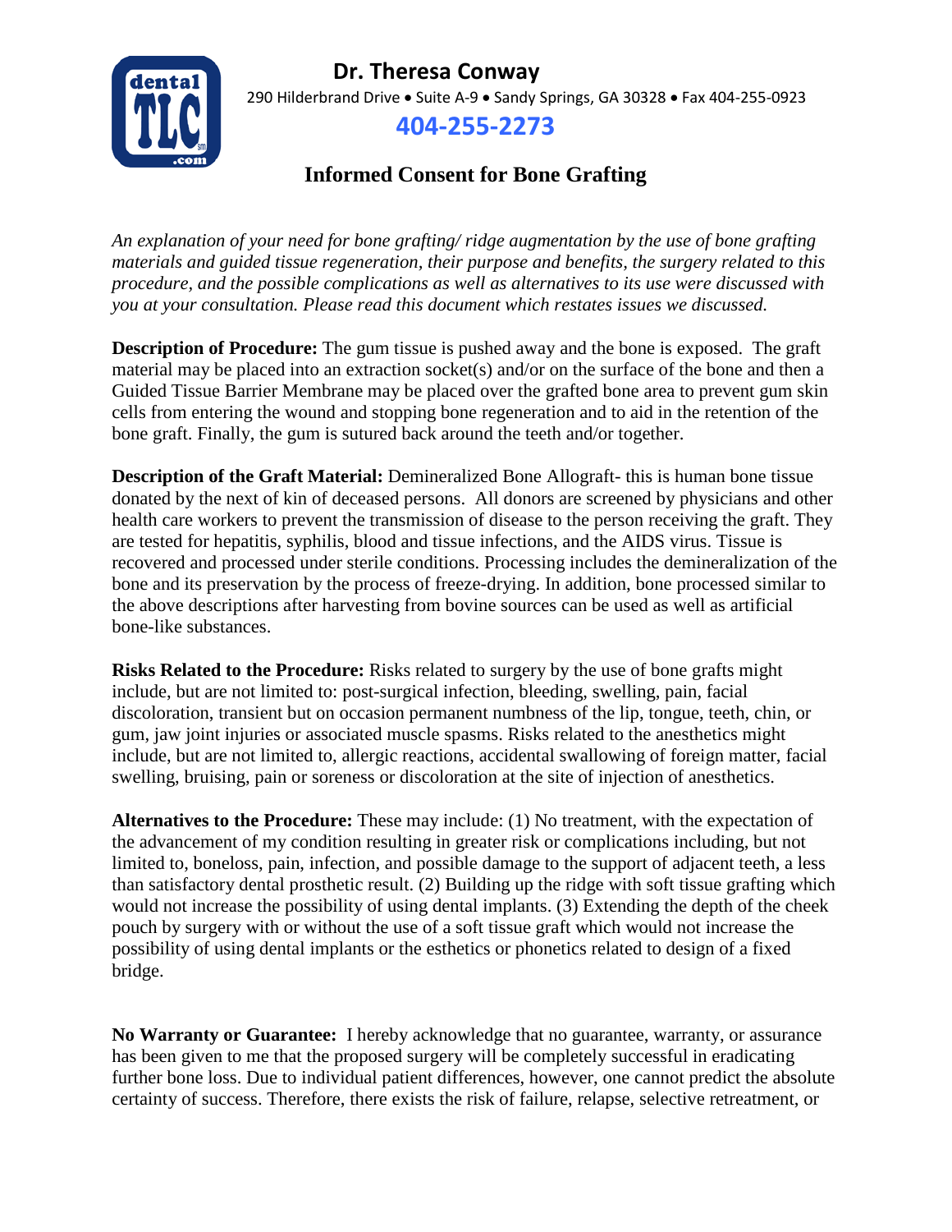**Dr. Theresa Conway**

290 Hilderbrand Drive • Suite A-9 • Sandy Springs, GA 30328 • Fax 404-255-0923

**404-255-2273**

# Informed Consent for Bone Grafting

*An explanation of your need for bone grafting/ ridge augmentation by the use of bone grafting materials and guided tissue regeneration, their purpose and benefits, the surgery related to this procedure, and the possible complications as well as alternatives to its use were discussed with you at your consultation. Please read this document which restates issues we discussed.*

**Description of Procedure:** The gum tissue is pushed away and the bone is exposed. The graft material may be placed into an extraction socket(s) and/or on the surface of the bone and then a Guided Tissue Barrier Membrane may be placed over the grafted bone area to prevent gum skin cells from entering the wound and stopping bone regeneration and to aid in the retention of the bone graft. Finally, the gum is sutured back around the teeth and/or together.

**Description of the Graft Material:** Demineralized Bone Allograft- this is human bone tissue donated by the next of kin of deceased persons. All donors are screened by physicians and other health care workers to prevent the transmission of disease to the person receiving the graft. They are tested for hepatitis, syphilis, blood and tissue infections, and the AIDS virus. Tissue is recovered and processed under sterile conditions. Processing includes the demineralization of the bone and its preservation by the process of freeze-drying. In addition, bone processed similar to the above descriptions after harvesting from bovine sources can be used as well as artificial bone-like substances.

**Risks Related to the Procedure:** Risks related to surgery by the use of bone grafts might include, but are not limited to: post-surgical infection, bleeding, swelling, pain, facial discoloration, transient but on occasion permanent numbness of the lip, tongue, teeth, chin, or gum, jaw joint injuries or associated muscle spasms. Risks related to the anesthetics might include, but are not limited to, allergic reactions, accidental swallowing of foreign matter, facial swelling, bruising, pain or soreness or discoloration at the site of injection of anesthetics.

**Alternatives to the Procedure:** These may include: (1) No treatment, with the expectation of the advancement of my condition resulting in greater risk or complications including, but not limited to, boneloss, pain, infection, and possible damage to the support of adjacent teeth, a less than satisfactory dental prosthetic result. (2) Building up the ridge with soft tissue grafting which would not increase the possibility of using dental implants. (3) Extending the depth of the cheek pouch by surgery with or without the use of a soft tissue graft which would not increase the possibility of using dental implants or the esthetics or phonetics related to design of a fixed bridge.

**No Warranty or Guarantee:** I hereby acknowledge that no guarantee, warranty, or assurance has been given to me that the proposed surgery will be completely successful in eradicating further bone loss. Due to individual patient differences, however, one cannot predict the absolute certainty of success. Therefore, there exists the risk of failure, relapse, selective retreatment, or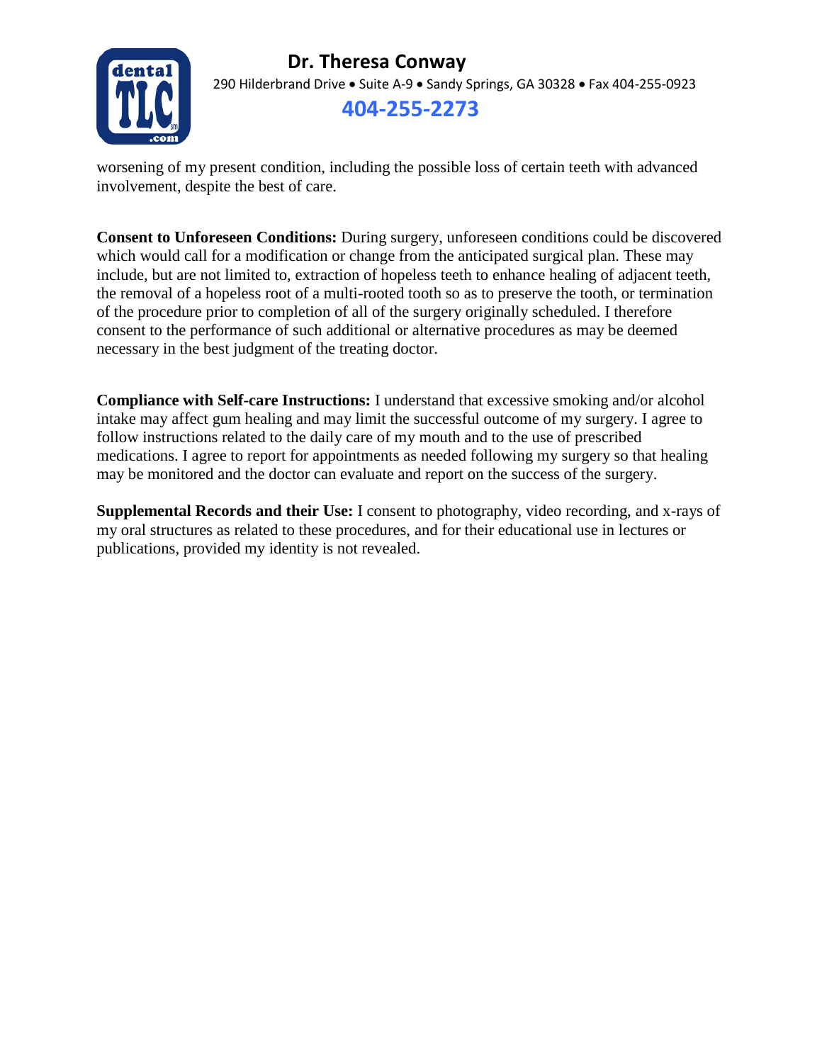worsening of my present condition, including the possible loss of certain teeth with advanced involvement, despite the best of care.

**Consent to Unforeseen Conditions:** During surgery, unforeseen conditions could be discovered which would call for a modification or change from the anticipated surgical plan. These may include, but are not limited to, extraction of hopeless teeth to enhance healing of adjacent teeth, the removal of a hopeless root of a multi-rooted tooth so as to preserve the tooth, or termination of the procedure prior to completion of all of the surgery originally scheduled. I therefore consent to the performance of such additional or alternative procedures as may be deemed necessary in the best judgment of the treating doctor.

**Compliance with Self-care Instructions:** I understand that excessive smoking and/or alcohol intake may affect gum healing and may limit the successful outcome of my surgery. I agree to follow instructions related to the daily care of my mouth and to the use of prescribed medications. I agree to report for appointments as needed following my surgery so that healing may be monitored and the doctor can evaluate and report on the success of the surgery.

**Supplemental Records and their Use:** I consent to photography, video recording, and x-rays of my oral structures as related to these procedures, and for their educational use in lectures or publications, provided my identity is not revealed.